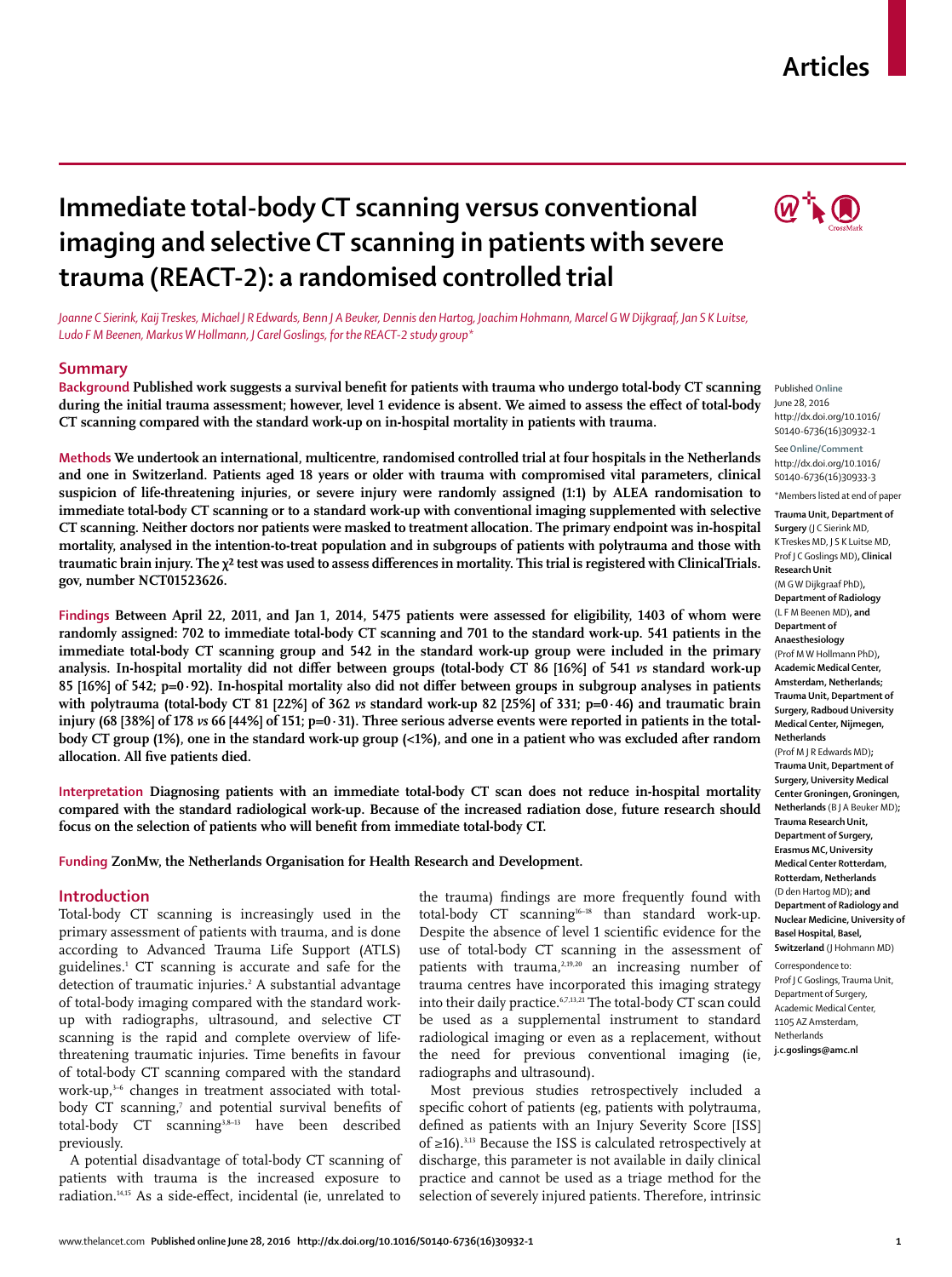# Immediate total-body CT scanning versus conventional imaging and selective CT scanning in patients with severe trauma (REACT-2): a randomised controlled trial

*Joanne C Sierink, Kaij Treskes, Michael J R Edwards, Benn J A Beuker, Dennis den Hartog, Joachim Hohmann, Marcel G W Dijkgraaf, Jan S K Luitse, Ludo F M Beenen, Markus W Hollmann, J Carel Goslings, for the REACT-2 study group\**

## Summary

**Background** Published work suggests a survival benefit for patients with trauma who undergo total-body CT scanning during the initial trauma assessment; however, level 1 evidence is absent. We aimed to assess the effect of total-body CT scanning compared with the standard work-up on in-hospital mortality in patients with trauma.

**Methods** We undertook an international, multicentre, randomised controlled trial at four hospitals in the Netherlands and one in Switzerland. Patients aged 18 years or older with trauma with compromised vital parameters, clinical suspicion of life-threatening injuries, or severe injury were randomly assigned (1:1) by ALEA randomisation to immediate total-body CT scanning or to a standard work-up with conventional imaging supplemented with selective CT scanning. Neither doctors nor patients were masked to treatment allocation. The primary endpoint was in-hospital mortality, analysed in the intention-to-treat population and in subgroups of patients with polytrauma and those with traumatic brain injury. The $\chi^2$ test was used to assess differences in mortality. This trial is registered with ClinicalTrials.gov, number NCT01523626.

**Findings** Between April 22, 2011, and Jan 1, 2014, 5475 patients were assessed for eligibility, 1403 of whom were randomly assigned: 702 to immediate total-body CT scanning and 701 to the standard work-up. 541 patients in the immediate total-body CT scanning group and 542 in the standard work-up group were included in the primary analysis. In-hospital mortality did not differ between groups (total-body CT 86 [16%] of 541 *vs* standard work-up 85 [16%] of 542; p=0·92). In-hospital mortality also did not differ between groups in subgroup analyses in patients with polytrauma (total-body CT 81 [22%] of 362 *vs* standard work-up 82 [25%] of 331; p=0·46) and traumatic brain injury (68 [38%] of 178 *vs* 66 [44%] of 151; p=0·31). Three serious adverse events were reported in patients in the total-body CT group (1%), one in the standard work-up group (<1%), and one in a patient who was excluded after random allocation. All five patients died.

**Interpretation** Diagnosing patients with an immediate total-body CT scan does not reduce in-hospital mortality compared with the standard radiological work-up. Because of the increased radiation dose, future research should focus on the selection of patients who will benefit from immediate total-body CT.

**Funding** ZonMw, the Netherlands Organisation for Health Research and Development.

## Introduction

Total-body CT scanning is increasingly used in the primary assessment of patients with trauma, and is done according to Advanced Trauma Life Support (ATLS) guidelines.[1] CT scanning is accurate and safe for the detection of traumatic injuries.[2] A substantial advantage of total-body imaging compared with the standard work-up with radiographs, ultrasound, and selective CT scanning is the rapid and complete overview of life-threatening traumatic injuries. Time benefits in favour of total-body CT scanning compared with the standard work-up,[3–6] changes in treatment associated with total-body CT scanning,[7] and potential survival benefits of total-body CT scanning[3,8–13] have been described previously.

A potential disadvantage of total-body CT scanning of patients with trauma is the increased exposure to radiation.[14,15] As a side-effect, incidental (ie, unrelated to the trauma) findings are more frequently found with total-body CT scanning[16–18] than standard work-up. Despite the absence of level 1 scientific evidence for the use of total-body CT scanning in the assessment of patients with trauma,[2,19,20] an increasing number of trauma centres have incorporated this imaging strategy into their daily practice.[6,7,13,21] The total-body CT scan could be used as a supplemental instrument to standard radiological imaging or even as a replacement, without the need for previous conventional imaging (ie, radiographs and ultrasound).

Most previous studies retrospectively included a specific cohort of patients (eg, patients with polytrauma, defined as patients with an Injury Severity Score [ISS] of ≥16).[3,13] Because the ISS is calculated retrospectively at discharge, this parameter is not available in daily clinical practice and cannot be used as a triage method for the selection of severely injured patients. Therefore, intrinsic

Published **Online** June 28, 2016 http://dx.doi.org/10.1016/S0140-6736(16)30932-1

See **Online/Comment** http://dx.doi.org/10.1016/S0140-6736(16)30933-3

\*Members listed at end of paper

**Trauma Unit, Department of Surgery** (J C Sierink MD, K Treskes MD, J S K Luitse MD, Prof J C Goslings MD)**, Clinical Research Unit** (M G W Dijkgraaf PhD)**, Department of Radiology** (L F M Beenen MD)**, and Department of Anaesthesiology** (Prof M W Hollmann PhD)**, Academic Medical Center, Amsterdam, Netherlands; Trauma Unit, Department of Surgery, Radboud University Medical Center, Nijmegen, Netherlands** (Prof M J R Edwards MD)**; Trauma Unit, Department of Surgery, University Medical Center Groningen, Groningen, Netherlands** (B J A Beuker MD)**; Trauma Research Unit, Department of Surgery, Erasmus MC, University Medical Center Rotterdam, Rotterdam, Netherlands** (D den Hartog MD)**; and Department of Radiology and Nuclear Medicine, University of Basel Hospital, Basel, Switzerland** (J Hohmann MD)

Correspondence to: Prof J C Goslings, Trauma Unit, Department of Surgery, Academic Medical Center, 1105 AZ Amsterdam, Netherlands **j.c.goslings@amc.nl**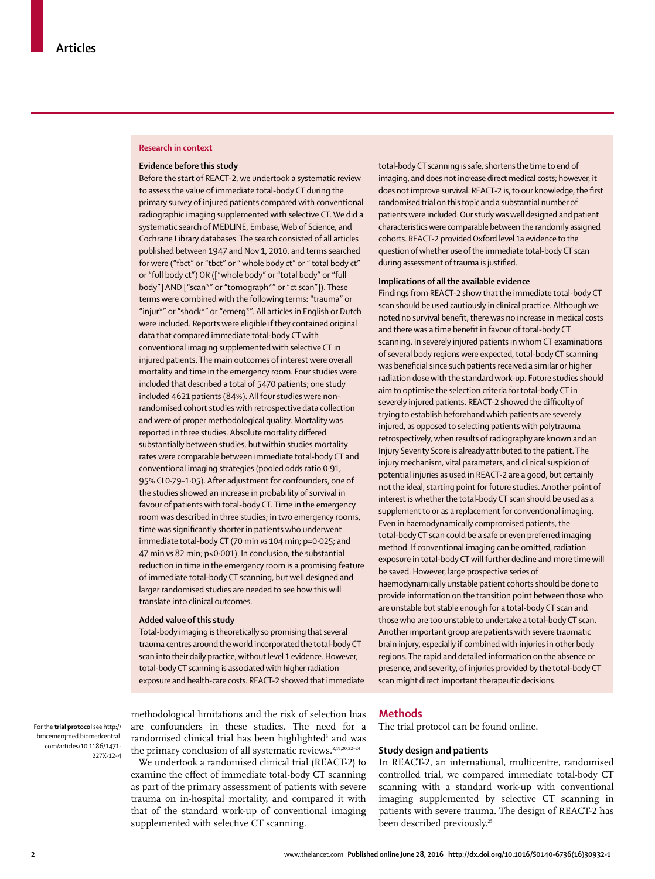## Research in context

### Evidence before this study

Before the start of REACT-2, we undertook a systematic review to assess the value of immediate total-body CT during the primary survey of injured patients compared with conventional radiographic imaging supplemented with selective CT. We did a systematic search of MEDLINE, Embase, Web of Science, and Cochrane Library databases. The search consisted of all articles published between 1947 and Nov 1, 2010, and terms searched for were ("fbct" or "tbct" or " whole body ct" or " total body ct" or "full body ct") OR (["whole body" or "total body" or "full body"] AND ["scan*" or "tomograph*" or "ct scan"]). These terms were combined with the following terms: "trauma" or "injur*" or "shock*" or "emerg*". All articles in English or Dutch were included. Reports were eligible if they contained original data that compared immediate total-body CT with conventional imaging supplemented with selective CT in injured patients. The main outcomes of interest were overall mortality and time in the emergency room. Four studies were included that described a total of 5470 patients; one study included 4621 patients (84%). All four studies were non-randomised cohort studies with retrospective data collection and were of proper methodological quality. Mortality was reported in three studies. Absolute mortality differed substantially between studies, but within studies mortality rates were comparable between immediate total-body CT and conventional imaging strategies (pooled odds ratio 0·91, 95% CI 0·79–1·05). After adjustment for confounders, one of the studies showed an increase in probability of survival in favour of patients with total-body CT. Time in the emergency room was described in three studies; in two emergency rooms, time was significantly shorter in patients who underwent immediate total-body CT (70 min *vs* 104 min; p=0·025; and 47 min *vs* 82 min; p<0·001). In conclusion, the substantial reduction in time in the emergency room is a promising feature of immediate total-body CT scanning, but well designed and larger randomised studies are needed to see how this will translate into clinical outcomes.

### Added value of this study

Total-body imaging is theoretically so promising that several trauma centres around the world incorporated the total-body CT scan into their daily practice, without level 1 evidence. However, total-body CT scanning is associated with higher radiation exposure and health-care costs. REACT-2 showed that immediate total-body CT scanning is safe, shortens the time to end of imaging, and does not increase direct medical costs; however, it does not improve survival. REACT-2 is, to our knowledge, the first randomised trial on this topic and a substantial number of patients were included. Our study was well designed and patient characteristics were comparable between the randomly assigned cohorts. REACT-2 provided Oxford level 1a evidence to the question of whether use of the immediate total-body CT scan during assessment of trauma is justified.

### Implications of all the available evidence

Findings from REACT-2 show that the immediate total-body CT scan should be used cautiously in clinical practice. Although we noted no survival benefit, there was no increase in medical costs and there was a time benefit in favour of total-body CT scanning. In severely injured patients in whom CT examinations of several body regions were expected, total-body CT scanning was beneficial since such patients received a similar or higher radiation dose with the standard work-up. Future studies should aim to optimise the selection criteria for total-body CT in severely injured patients. REACT-2 showed the difficulty of trying to establish beforehand which patients are severely injured, as opposed to selecting patients with polytrauma retrospectively, when results of radiography are known and an Injury Severity Score is already attributed to the patient. The injury mechanism, vital parameters, and clinical suspicion of potential injuries as used in REACT-2 are a good, but certainly not the ideal, starting point for future studies. Another point of interest is whether the total-body CT scan should be used as a supplement to or as a replacement for conventional imaging. Even in haemodynamically compromised patients, the total-body CT scan could be a safe or even preferred imaging method. If conventional imaging can be omitted, radiation exposure in total-body CT will further decline and more time will be saved. However, large prospective series of haemodynamically unstable patient cohorts should be done to provide information on the transition point between those who are unstable but stable enough for a total-body CT scan and those who are too unstable to undertake a total-body CT scan. Another important group are patients with severe traumatic brain injury, especially if combined with injuries in other body regions. The rapid and detailed information on the absence or presence, and severity, of injuries provided by the total-body CT scan might direct important therapeutic decisions.

methodological limitations and the risk of selection bias are confounders in these studies. The need for a randomised clinical trial has been highlighted[3] and was the primary conclusion of all systematic reviews.[2,19,20,22–24]

We undertook a randomised clinical trial (REACT-2) to examine the effect of immediate total-body CT scanning as part of the primary assessment of patients with severe trauma on in-hospital mortality, and compared it with that of the standard work-up of conventional imaging supplemented with selective CT scanning.

For the **trial protocol** see http://bmcemergmed.biomedcentral.com/articles/10.1186/1471-227X-12-4

## Methods

The trial protocol can be found online.

### Study design and patients

In REACT-2, an international, multicentre, randomised controlled trial, we compared immediate total-body CT scanning with a standard work-up with conventional imaging supplemented by selective CT scanning in patients with severe trauma. The design of REACT-2 has been described previously.[25]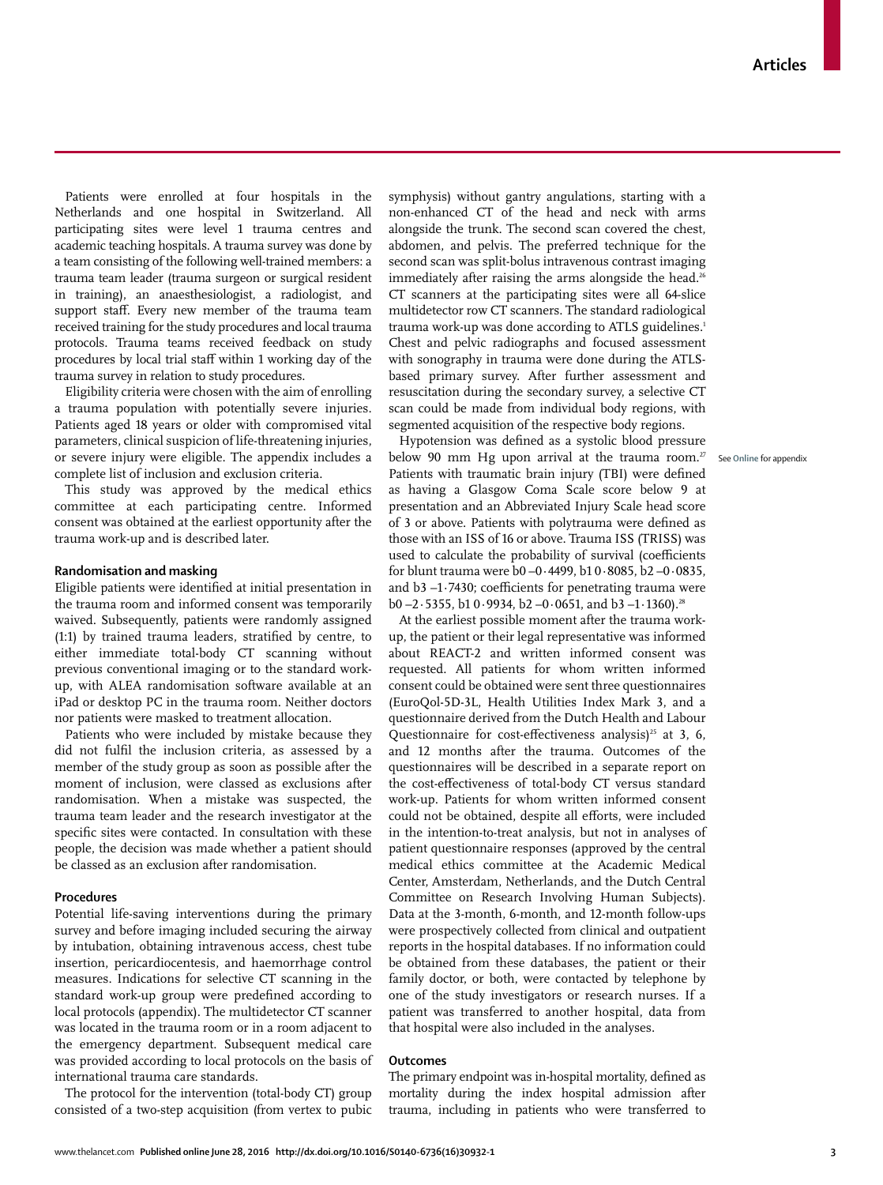Patients were enrolled at four hospitals in the Netherlands and one hospital in Switzerland. All participating sites were level 1 trauma centres and academic teaching hospitals. A trauma survey was done by a team consisting of the following well-trained members: a trauma team leader (trauma surgeon or surgical resident in training), an anaesthesiologist, a radiologist, and support staff. Every new member of the trauma team received training for the study procedures and local trauma protocols. Trauma teams received feedback on study procedures by local trial staff within 1 working day of the trauma survey in relation to study procedures.

Eligibility criteria were chosen with the aim of enrolling a trauma population with potentially severe injuries. Patients aged 18 years or older with compromised vital parameters, clinical suspicion of life-threatening injuries, or severe injury were eligible. The appendix includes a complete list of inclusion and exclusion criteria.

This study was approved by the medical ethics committee at each participating centre. Informed consent was obtained at the earliest opportunity after the trauma work-up and is described later.

### Randomisation and masking

Eligible patients were identified at initial presentation in the trauma room and informed consent was temporarily waived. Subsequently, patients were randomly assigned (1:1) by trained trauma leaders, stratified by centre, to either immediate total-body CT scanning without previous conventional imaging or to the standard work-up, with ALEA randomisation software available at an iPad or desktop PC in the trauma room. Neither doctors nor patients were masked to treatment allocation.

Patients who were included by mistake because they did not fulfil the inclusion criteria, as assessed by a member of the study group as soon as possible after the moment of inclusion, were classed as exclusions after randomisation. When a mistake was suspected, the trauma team leader and the research investigator at the specific sites were contacted. In consultation with these people, the decision was made whether a patient should be classed as an exclusion after randomisation.

### Procedures

Potential life-saving interventions during the primary survey and before imaging included securing the airway by intubation, obtaining intravenous access, chest tube insertion, pericardiocentesis, and haemorrhage control measures. Indications for selective CT scanning in the standard work-up group were predefined according to local protocols (appendix). The multidetector CT scanner was located in the trauma room or in a room adjacent to the emergency department. Subsequent medical care was provided according to local protocols on the basis of international trauma care standards.

The protocol for the intervention (total-body CT) group consisted of a two-step acquisition (from vertex to pubic symphysis) without gantry angulations, starting with a non-enhanced CT of the head and neck with arms alongside the trunk. The second scan covered the chest, abdomen, and pelvis. The preferred technique for the second scan was split-bolus intravenous contrast imaging immediately after raising the arms alongside the head.[26] CT scanners at the participating sites were all 64-slice multidetector row CT scanners. The standard radiological trauma work-up was done according to ATLS guidelines.[1] Chest and pelvic radiographs and focused assessment with sonography in trauma were done during the ATLS-based primary survey. After further assessment and resuscitation during the secondary survey, a selective CT scan could be made from individual body regions, with segmented acquisition of the respective body regions.

Hypotension was defined as a systolic blood pressure below 90 mm Hg upon arrival at the trauma room.[27] Patients with traumatic brain injury (TBI) were defined as having a Glasgow Coma Scale score below 9 at presentation and an Abbreviated Injury Scale head score of 3 or above. Patients with polytrauma were defined as those with an ISS of 16 or above. Trauma ISS (TRISS) was used to calculate the probability of survival (coefficients for blunt trauma were b0 –0·4499, b1 0·8085, b2 –0·0835, and b3 –1·7430; coefficients for penetrating trauma were b0 –2·5355, b1 0·9934, b2 –0·0651, and b3 –1·1360).[28]

See Online for appendix

At the earliest possible moment after the trauma work-up, the patient or their legal representative was informed about REACT-2 and written informed consent was requested. All patients for whom written informed consent could be obtained were sent three questionnaires (EuroQol-5D-3L, Health Utilities Index Mark 3, and a questionnaire derived from the Dutch Health and Labour Questionnaire for cost-effectiveness analysis)[25] at 3, 6, and 12 months after the trauma. Outcomes of the questionnaires will be described in a separate report on the cost-effectiveness of total-body CT versus standard work-up. Patients for whom written informed consent could not be obtained, despite all efforts, were included in the intention-to-treat analysis, but not in analyses of patient questionnaire responses (approved by the central medical ethics committee at the Academic Medical Center, Amsterdam, Netherlands, and the Dutch Central Committee on Research Involving Human Subjects). Data at the 3-month, 6-month, and 12-month follow-ups were prospectively collected from clinical and outpatient reports in the hospital databases. If no information could be obtained from these databases, the patient or their family doctor, or both, were contacted by telephone by one of the study investigators or research nurses. If a patient was transferred to another hospital, data from that hospital were also included in the analyses.

### Outcomes

The primary endpoint was in-hospital mortality, defined as mortality during the index hospital admission after trauma, including in patients who were transferred to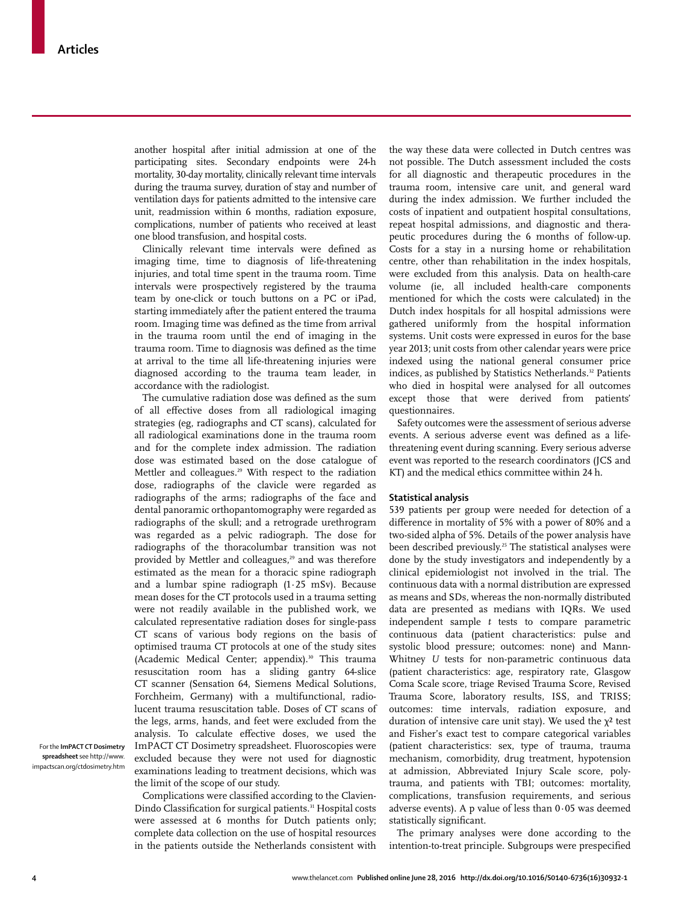another hospital after initial admission at one of the participating sites. Secondary endpoints were 24-h mortality, 30-day mortality, clinically relevant time intervals during the trauma survey, duration of stay and number of ventilation days for patients admitted to the intensive care unit, readmission within 6 months, radiation exposure, complications, number of patients who received at least one blood transfusion, and hospital costs.

Clinically relevant time intervals were defined as imaging time, time to diagnosis of life-threatening injuries, and total time spent in the trauma room. Time intervals were prospectively registered by the trauma team by one-click or touch buttons on a PC or iPad, starting immediately after the patient entered the trauma room. Imaging time was defined as the time from arrival in the trauma room until the end of imaging in the trauma room. Time to diagnosis was defined as the time at arrival to the time all life-threatening injuries were diagnosed according to the trauma team leader, in accordance with the radiologist.

The cumulative radiation dose was defined as the sum of all effective doses from all radiological imaging strategies (eg, radiographs and CT scans), calculated for all radiological examinations done in the trauma room and for the complete index admission. The radiation dose was estimated based on the dose catalogue of Mettler and colleagues.[29] With respect to the radiation dose, radiographs of the clavicle were regarded as radiographs of the arms; radiographs of the face and dental panoramic orthopantomography were regarded as radiographs of the skull; and a retrograde urethrogram was regarded as a pelvic radiograph. The dose for radiographs of the thoracolumbar transition was not provided by Mettler and colleagues,[29] and was therefore estimated as the mean for a thoracic spine radiograph and a lumbar spine radiograph (1·25 mSv). Because mean doses for the CT protocols used in a trauma setting were not readily available in the published work, we calculated representative radiation doses for single-pass CT scans of various body regions on the basis of optimised trauma CT protocols at one of the study sites (Academic Medical Center; appendix).[30] This trauma resuscitation room has a sliding gantry 64-slice CT scanner (Sensation 64, Siemens Medical Solutions, Forchheim, Germany) with a multifunctional, radiolucent trauma resuscitation table. Doses of CT scans of the legs, arms, hands, and feet were excluded from the analysis. To calculate effective doses, we used the ImPACT CT Dosimetry spreadsheet. Fluoroscopies were excluded because they were not used for diagnostic examinations leading to treatment decisions, which was the limit of the scope of our study.

For the **ImPACT CT Dosimetry spreadsheet** see http://www.impactscan.org/ctdosimetry.htm

Complications were classified according to the Clavien-Dindo Classification for surgical patients.[31] Hospital costs were assessed at 6 months for Dutch patients only; complete data collection on the use of hospital resources in the patients outside the Netherlands consistent with the way these data were collected in Dutch centres was not possible. The Dutch assessment included the costs for all diagnostic and therapeutic procedures in the trauma room, intensive care unit, and general ward during the index admission. We further included the costs of inpatient and outpatient hospital consultations, repeat hospital admissions, and diagnostic and therapeutic procedures during the 6 months of follow-up. Costs for a stay in a nursing home or rehabilitation centre, other than rehabilitation in the index hospitals, were excluded from this analysis. Data on health-care volume (ie, all included health-care components mentioned for which the costs were calculated) in the Dutch index hospitals for all hospital admissions were gathered uniformly from the hospital information systems. Unit costs were expressed in euros for the base year 2013; unit costs from other calendar years were price indexed using the national general consumer price indices, as published by Statistics Netherlands.[32] Patients who died in hospital were analysed for all outcomes except those that were derived from patients' questionnaires.

Safety outcomes were the assessment of serious adverse events. A serious adverse event was defined as a life-threatening event during scanning. Every serious adverse event was reported to the research coordinators (JCS and KT) and the medical ethics committee within 24 h.

## Statistical analysis

539 patients per group were needed for detection of a difference in mortality of 5% with a power of 80% and a two-sided alpha of 5%. Details of the power analysis have been described previously.[25] The statistical analyses were done by the study investigators and independently by a clinical epidemiologist not involved in the trial. The continuous data with a normal distribution are expressed as means and SDs, whereas the non-normally distributed data are presented as medians with IQRs. We used independent sample *t* tests to compare parametric continuous data (patient characteristics: pulse and systolic blood pressure; outcomes: none) and Mann-Whitney *U* tests for non-parametric continuous data (patient characteristics: age, respiratory rate, Glasgow Coma Scale score, triage Revised Trauma Score, Revised Trauma Score, laboratory results, ISS, and TRISS; outcomes: time intervals, radiation exposure, and duration of intensive care unit stay). We used the $\chi^2$ test and Fisher's exact test to compare categorical variables (patient characteristics: sex, type of trauma, trauma mechanism, comorbidity, drug treatment, hypotension at admission, Abbreviated Injury Scale score, polytrauma, and patients with TBI; outcomes: mortality, complications, transfusion requirements, and serious adverse events). A p value of less than 0·05 was deemed statistically significant.

The primary analyses were done according to the intention-to-treat principle. Subgroups were prespecified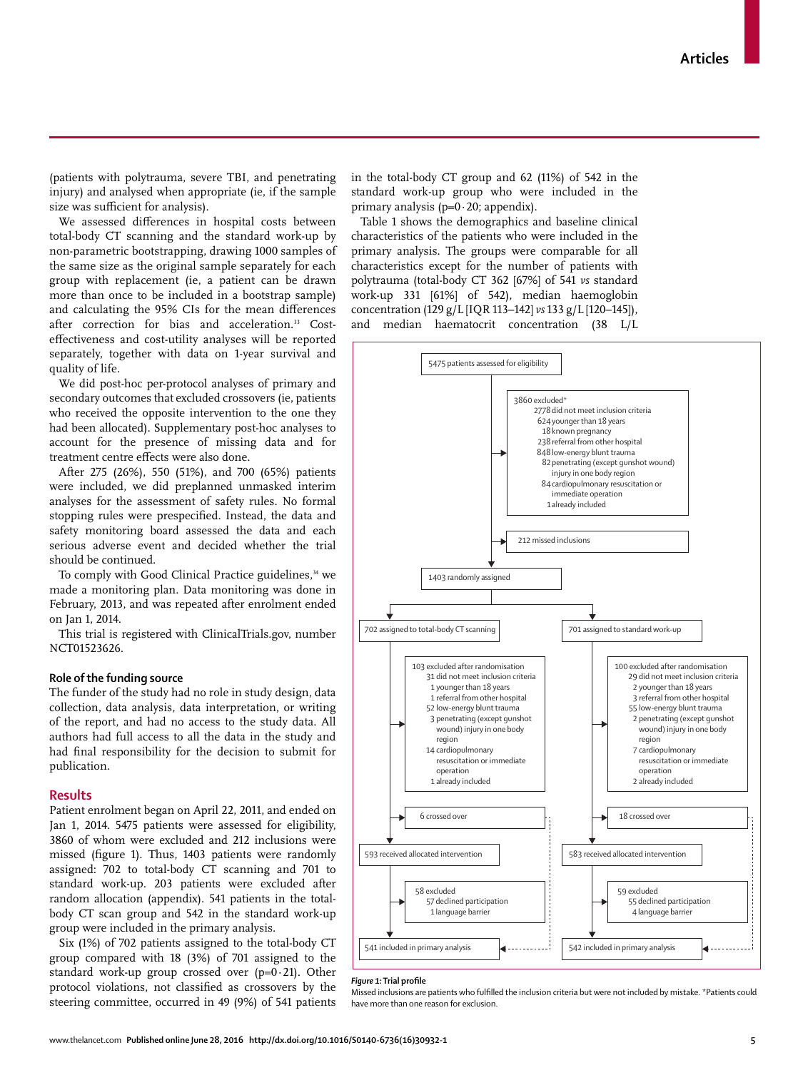(patients with polytrauma, severe TBI, and penetrating injury) and analysed when appropriate (ie, if the sample size was sufficient for analysis).

We assessed differences in hospital costs between total-body CT scanning and the standard work-up by non-parametric bootstrapping, drawing 1000 samples of the same size as the original sample separately for each group with replacement (ie, a patient can be drawn more than once to be included in a bootstrap sample) and calculating the 95% CIs for the mean differences after correction for bias and acceleration.[33] Cost-effectiveness and cost-utility analyses will be reported separately, together with data on 1-year survival and quality of life.

We did post-hoc per-protocol analyses of primary and secondary outcomes that excluded crossovers (ie, patients who received the opposite intervention to the one they had been allocated). Supplementary post-hoc analyses to account for the presence of missing data and for treatment centre effects were also done.

After 275 (26%), 550 (51%), and 700 (65%) patients were included, we did preplanned unmasked interim analyses for the assessment of safety rules. No formal stopping rules were prespecified. Instead, the data and safety monitoring board assessed the data and each serious adverse event and decided whether the trial should be continued.

To comply with Good Clinical Practice guidelines,[34] we made a monitoring plan. Data monitoring was done in February, 2013, and was repeated after enrolment ended on Jan 1, 2014.

This trial is registered with ClinicalTrials.gov, number NCT01523626.

### Role of the funding source

The funder of the study had no role in study design, data collection, data analysis, data interpretation, or writing of the report, and had no access to the study data. All authors had full access to all the data in the study and had final responsibility for the decision to submit for publication.

## Results

Patient enrolment began on April 22, 2011, and ended on Jan 1, 2014. 5475 patients were assessed for eligibility, 3860 of whom were excluded and 212 inclusions were missed (figure 1). Thus, 1403 patients were randomly assigned: 702 to total-body CT scanning and 701 to standard work-up. 203 patients were excluded after random allocation (appendix). 541 patients in the total-body CT scan group and 542 in the standard work-up group were included in the primary analysis.

Six (1%) of 702 patients assigned to the total-body CT group compared with 18 (3%) of 701 assigned to the standard work-up group crossed over (p=0·21). Other protocol violations, not classified as crossovers by the steering committee, occurred in 49 (9%) of 541 patients in the total-body CT group and 62 (11%) of 542 in the standard work-up group who were included in the primary analysis (p=0·20; appendix).

Table 1 shows the demographics and baseline clinical characteristics of the patients who were included in the primary analysis. The groups were comparable for all characteristics except for the number of patients with polytrauma (total-body CT 362 [67%] of 541 *vs* standard work-up 331 [61%] of 542), median haemoglobin concentration (129 g/L [IQR 113–142] *vs* 133 g/L [120–145]), and median haematocrit concentration (38 L/L

5475 patients assessed for eligibility

3860 excluded*
- 2778 did not meet inclusion criteria
  - 624 younger than 18 years
  - 18 known pregnancy
  - 238 referral from other hospital
  - 848 low-energy blunt trauma
  - 82 penetrating (except gunshot wound) injury in one body region
  - 84 cardiopulmonary resuscitation or immediate operation
  - 1 already included

212 missed inclusions

1403 randomly assigned

702 assigned to total-body CT scanning

103 excluded after randomisation
- 31 did not meet inclusion criteria
  - 1 younger than 18 years
  - 1 referral from other hospital
  - 52 low-energy blunt trauma
  - 3 penetrating (except gunshot wound) injury in one body region
  - 14 cardiopulmonary resuscitation or immediate operation
  - 1 already included

6 crossed over

593 received allocated intervention

58 excluded
- 57 declined participation
- 1 language barrier

541 included in primary analysis

701 assigned to standard work-up

100 excluded after randomisation
- 29 did not meet inclusion criteria
  - 2 younger than 18 years
  - 3 referral from other hospital
  - 55 low-energy blunt trauma
  - 2 penetrating (except gunshot wound) injury in one body region
  - 7 cardiopulmonary resuscitation or immediate operation
  - 2 already included

18 crossed over

583 received allocated intervention

59 excluded
- 55 declined participation
- 4 language barrier

542 included in primary analysis

***Figure 1:*** **Trial profile**
Missed inclusions are patients who fulfilled the inclusion criteria but were not included by mistake. *Patients could have more than one reason for exclusion.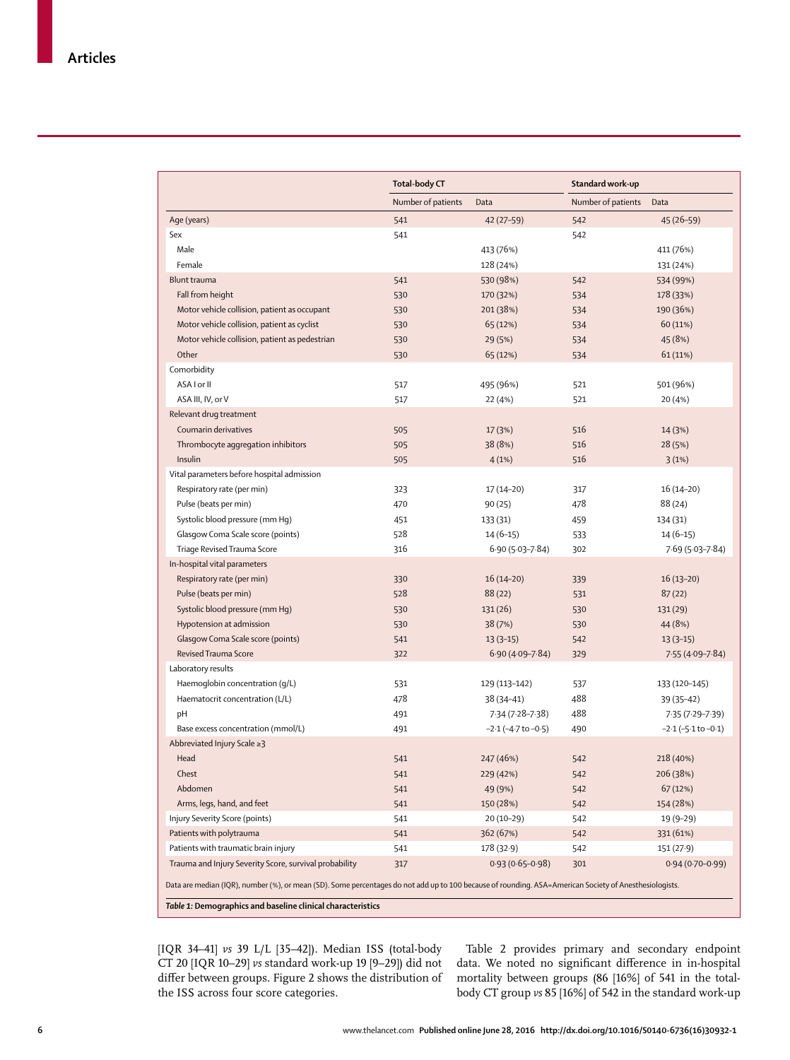| | Total-body CT | | Standard work-up | |
|---|---|---|---|---|
| | Number of patients | Data | Number of patients | Data |
| Age (years) | 541 | 42 (27–59) | 542 | 45 (26–59) |
| Sex | 541 | | 542 | |
| Male | | 413 (76%) | | 411 (76%) |
| Female | | 128 (24%) | | 131 (24%) |
| Blunt trauma | 541 | 530 (98%) | 542 | 534 (99%) |
| Fall from height | 530 | 170 (32%) | 534 | 178 (33%) |
| Motor vehicle collision, patient as occupant | 530 | 201 (38%) | 534 | 190 (36%) |
| Motor vehicle collision, patient as cyclist | 530 | 65 (12%) | 534 | 60 (11%) |
| Motor vehicle collision, patient as pedestrian | 530 | 29 (5%) | 534 | 45 (8%) |
| Other | 530 | 65 (12%) | 534 | 61 (11%) |
| Comorbidity | | | | |
| ASA I or II | 517 | 495 (96%) | 521 | 501 (96%) |
| ASA III, IV, or V | 517 | 22 (4%) | 521 | 20 (4%) |
| Relevant drug treatment | | | | |
| Coumarin derivatives | 505 | 17 (3%) | 516 | 14 (3%) |
| Thrombocyte aggregation inhibitors | 505 | 38 (8%) | 516 | 28 (5%) |
| Insulin | 505 | 4 (1%) | 516 | 3 (1%) |
| Vital parameters before hospital admission | | | | |
| Respiratory rate (per min) | 323 | 17 (14–20) | 317 | 16 (14–20) |
| Pulse (beats per min) | 470 | 90 (25) | 478 | 88 (24) |
| Systolic blood pressure (mm Hg) | 451 | 133 (31) | 459 | 134 (31) |
| Glasgow Coma Scale score (points) | 528 | 14 (6–15) | 533 | 14 (6–15) |
| Triage Revised Trauma Score | 316 | 6·90 (5·03–7·84) | 302 | 7·69 (5·03–7·84) |
| In-hospital vital parameters | | | | |
| Respiratory rate (per min) | 330 | 16 (14–20) | 339 | 16 (13–20) |
| Pulse (beats per min) | 528 | 88 (22) | 531 | 87 (22) |
| Systolic blood pressure (mm Hg) | 530 | 131 (26) | 530 | 131 (29) |
| Hypotension at admission | 530 | 38 (7%) | 530 | 44 (8%) |
| Glasgow Coma Scale score (points) | 541 | 13 (3–15) | 542 | 13 (3–15) |
| Revised Trauma Score | 322 | 6·90 (4·09–7·84) | 329 | 7·55 (4·09–7·84) |
| Laboratory results | | | | |
| Haemoglobin concentration (g/L) | 531 | 129 (113–142) | 537 | 133 (120–145) |
| Haematocrit concentration (L/L) | 478 | 38 (34–41) | 488 | 39 (35–42) |
| pH | 491 | 7·34 (7·28–7·38) | 488 | 7·35 (7·29–7·39) |
| Base excess concentration (mmol/L) | 491 | –2·1 (–4·7 to –0·5) | 490 | –2·1 (–5·1 to –0·1) |
| Abbreviated Injury Scale ≥3 | | | | |
| Head | 541 | 247 (46%) | 542 | 218 (40%) |
| Chest | 541 | 229 (42%) | 542 | 206 (38%) |
| Abdomen | 541 | 49 (9%) | 542 | 67 (12%) |
| Arms, legs, hand, and feet | 541 | 150 (28%) | 542 | 154 (28%) |
| Injury Severity Score (points) | 541 | 20 (10–29) | 542 | 19 (9–29) |
| Patients with polytrauma | 541 | 362 (67%) | 542 | 331 (61%) |
| Patients with traumatic brain injury | 541 | 178 (32·9) | 542 | 151 (27·9) |
| Trauma and Injury Severity Score, survival probability | 317 | 0·93 (0·65–0·98) | 301 | 0·94 (0·70–0·99) |

Data are median (IQR), number (%), or mean (SD). Some percentages do not add up to 100 because of rounding. ASA=American Society of Anesthesiologists.

***Table 1:* Demographics and baseline clinical characteristics**

[IQR 34–41] *vs* 39 L/L [35–42]). Median ISS (total-body CT 20 [IQR 10–29] *vs* standard work-up 19 [9–29]) did not differ between groups. Figure 2 shows the distribution of the ISS across four score categories.

Table 2 provides primary and secondary endpoint data. We noted no significant difference in in-hospital mortality between groups (86 [16%] of 541 in the total-body CT group *vs* 85 [16%] of 542 in the standard work-up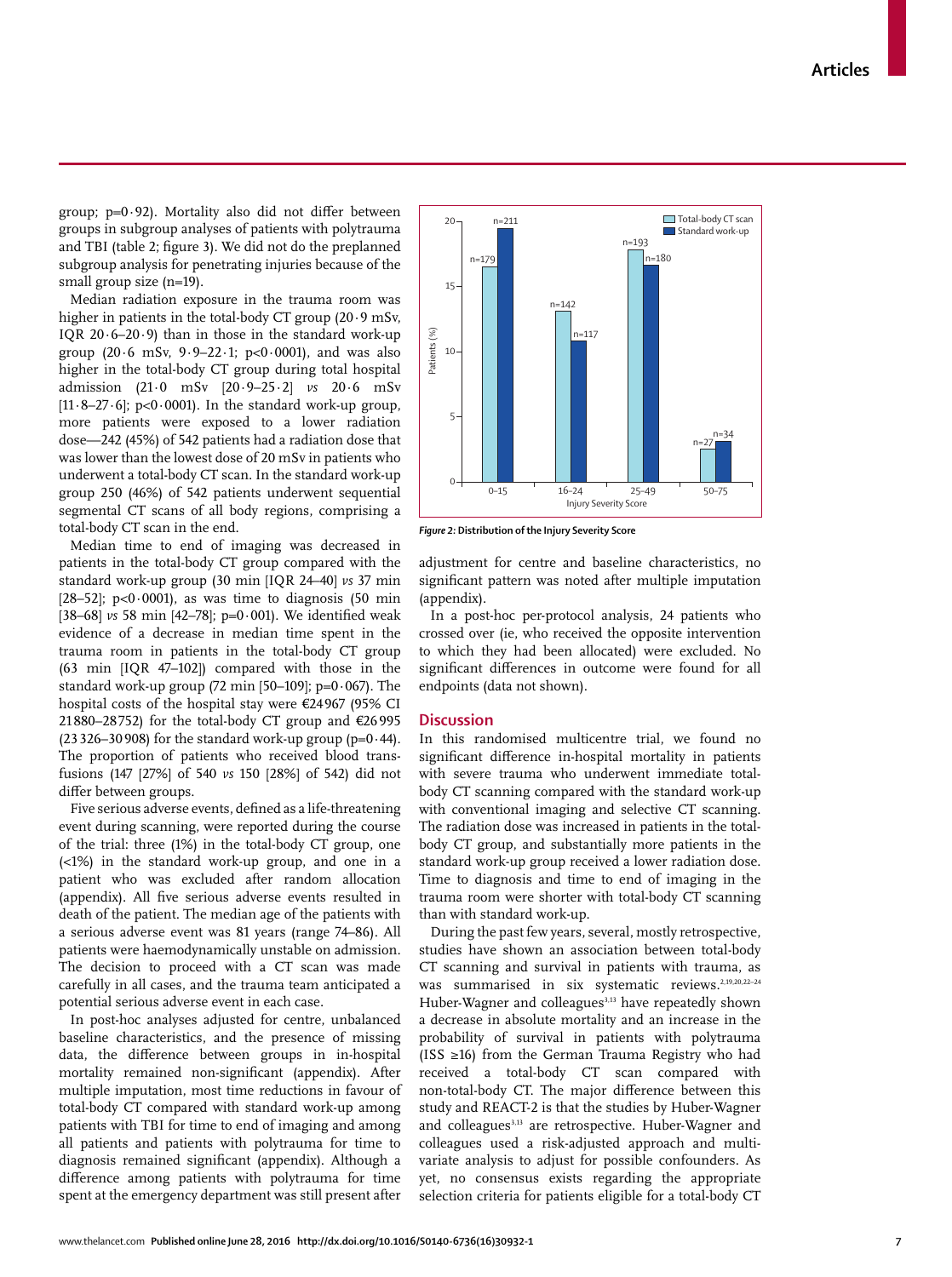group; p=0·92). Mortality also did not differ between groups in subgroup analyses of patients with polytrauma and TBI (table 2; figure 3). We did not do the preplanned subgroup analysis for penetrating injuries because of the small group size (n=19).

Median radiation exposure in the trauma room was higher in patients in the total-body CT group (20·9 mSv, IQR 20·6–20·9) than in those in the standard work-up group (20·6 mSv, 9·9–22·1; p<0·0001), and was also higher in the total-body CT group during total hospital admission (21·0 mSv [20·9–25·2] *vs* 20·6 mSv [11·8–27·6]; p<0·0001). In the standard work-up group, more patients were exposed to a lower radiation dose—242 (45%) of 542 patients had a radiation dose that was lower than the lowest dose of 20 mSv in patients who underwent a total-body CT scan. In the standard work-up group 250 (46%) of 542 patients underwent sequential segmental CT scans of all body regions, comprising a total-body CT scan in the end.

Median time to end of imaging was decreased in patients in the total-body CT group compared with the standard work-up group (30 min [IQR 24–40] *vs* 37 min [28–52]; p<0·0001), as was time to diagnosis (50 min [38–68] *vs* 58 min [42–78]; p=0·001). We identified weak evidence of a decrease in median time spent in the trauma room in patients in the total-body CT group (63 min [IQR 47–102]) compared with those in the standard work-up group (72 min [50–109]; p=0·067). The hospital costs of the hospital stay were €24 967 (95% CI 21 880–28 752) for the total-body CT group and €26 995 (23 326–30 908) for the standard work-up group (p=0·44). The proportion of patients who received blood transfusions (147 [27%] of 540 *vs* 150 [28%] of 542) did not differ between groups.

Five serious adverse events, defined as a life-threatening event during scanning, were reported during the course of the trial: three (1%) in the total-body CT group, one (<1%) in the standard work-up group, and one in a patient who was excluded after random allocation (appendix). All five serious adverse events resulted in death of the patient. The median age of the patients with a serious adverse event was 81 years (range 74–86). All patients were haemodynamically unstable on admission. The decision to proceed with a CT scan was made carefully in all cases, and the trauma team anticipated a potential serious adverse event in each case.

In post-hoc analyses adjusted for centre, unbalanced baseline characteristics, and the presence of missing data, the difference between groups in in-hospital mortality remained non-significant (appendix). After multiple imputation, most time reductions in favour of total-body CT compared with standard work-up among patients with TBI for time to end of imaging and among all patients and patients with polytrauma for time to diagnosis remained significant (appendix). Although a difference among patients with polytrauma for time spent at the emergency department was still present after adjustment for centre and baseline characteristics, no significant pattern was noted after multiple imputation (appendix).

In a post-hoc per-protocol analysis, 24 patients who crossed over (ie, who received the opposite intervention to which they had been allocated) were excluded. No significant differences in outcome were found for all endpoints (data not shown).

| Injury Severity Score | Total-body CT scan | Standard work-up |
|---|---|---|
| 0–15 | n=179 | n=211 |
| 16–24 | n=142 | n=117 |
| 25–49 | n=193 | n=180 |
| 50–75 | n=27 | n=34 |

*Figure 2:* **Distribution of the Injury Severity Score**

## Discussion

In this randomised multicentre trial, we found no significant difference in-hospital mortality in patients with severe trauma who underwent immediate total-body CT scanning compared with the standard work-up with conventional imaging and selective CT scanning. The radiation dose was increased in patients in the total-body CT group, and substantially more patients in the standard work-up group received a lower radiation dose. Time to diagnosis and time to end of imaging in the trauma room were shorter with total-body CT scanning than with standard work-up.

During the past few years, several, mostly retrospective, studies have shown an association between total-body CT scanning and survival in patients with trauma, as was summarised in six systematic reviews.[2,19,20,22–24] Huber-Wagner and colleagues[3,13] have repeatedly shown a decrease in absolute mortality and an increase in the probability of survival in patients with polytrauma (ISS ≥16) from the German Trauma Registry who had received a total-body CT scan compared with non-total-body CT. The major difference between this study and REACT-2 is that the studies by Huber-Wagner and colleagues[3,13] are retrospective. Huber-Wagner and colleagues used a risk-adjusted approach and multivariate analysis to adjust for possible confounders. As yet, no consensus exists regarding the appropriate selection criteria for patients eligible for a total-body CT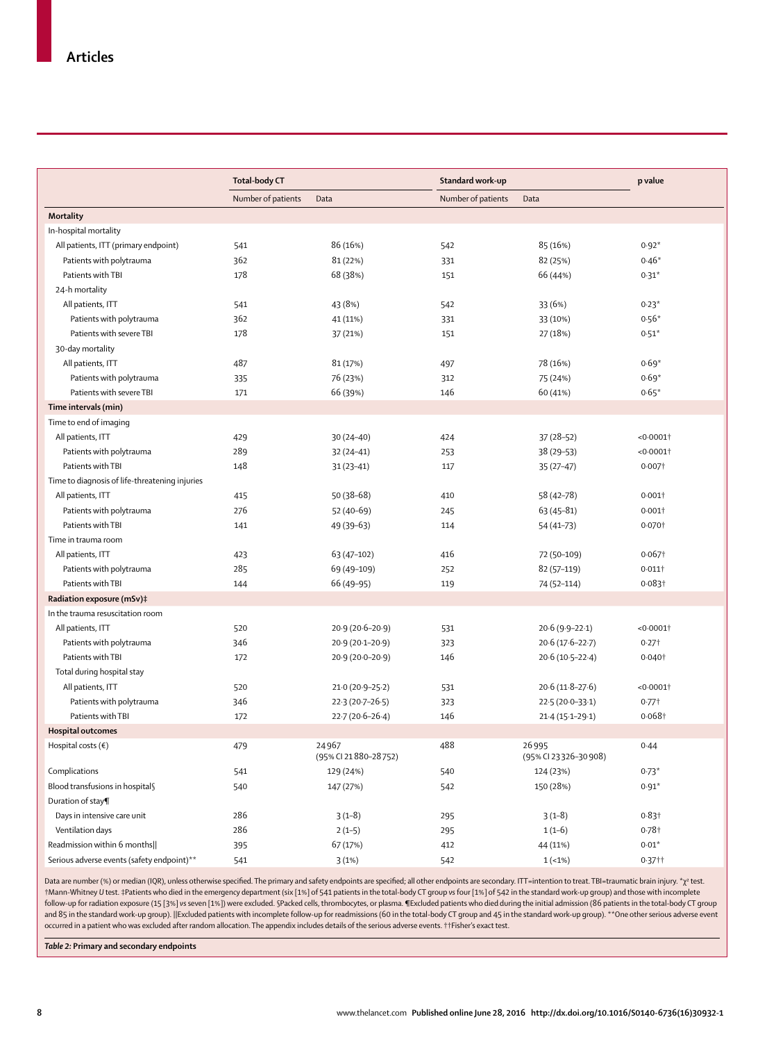|  | Total-body CT |  | Standard work-up |  | p value |
|---|---|---|---|---|---|
|  | Number of patients | Data | Number of patients | Data |  |
| **Mortality** |  |  |  |  |  |
| In-hospital mortality |  |  |  |  |  |
| All patients, ITT (primary endpoint) | 541 | 86 (16%) | 542 | 85 (16%) | 0·92* |
| Patients with polytrauma | 362 | 81 (22%) | 331 | 82 (25%) | 0·46* |
| Patients with TBI | 178 | 68 (38%) | 151 | 66 (44%) | 0·31* |
| 24-h mortality |  |  |  |  |  |
| All patients, ITT | 541 | 43 (8%) | 542 | 33 (6%) | 0·23* |
| Patients with polytrauma | 362 | 41 (11%) | 331 | 33 (10%) | 0·56* |
| Patients with severe TBI | 178 | 37 (21%) | 151 | 27 (18%) | 0·51* |
| 30-day mortality |  |  |  |  |  |
| All patients, ITT | 487 | 81 (17%) | 497 | 78 (16%) | 0·69* |
| Patients with polytrauma | 335 | 76 (23%) | 312 | 75 (24%) | 0·69* |
| Patients with severe TBI | 171 | 66 (39%) | 146 | 60 (41%) | 0·65* |
| **Time intervals (min)** |  |  |  |  |  |
| Time to end of imaging |  |  |  |  |  |
| All patients, ITT | 429 | 30 (24–40) | 424 | 37 (28–52) | <0·0001† |
| Patients with polytrauma | 289 | 32 (24–41) | 253 | 38 (29–53) | <0·0001† |
| Patients with TBI | 148 | 31 (23–41) | 117 | 35 (27–47) | 0·007† |
| Time to diagnosis of life-threatening injuries |  |  |  |  |  |
| All patients, ITT | 415 | 50 (38–68) | 410 | 58 (42–78) | 0·001† |
| Patients with polytrauma | 276 | 52 (40–69) | 245 | 63 (45–81) | 0·001† |
| Patients with TBI | 141 | 49 (39–63) | 114 | 54 (41–73) | 0·070† |
| Time in trauma room |  |  |  |  |  |
| All patients, ITT | 423 | 63 (47–102) | 416 | 72 (50–109) | 0·067† |
| Patients with polytrauma | 285 | 69 (49–109) | 252 | 82 (57–119) | 0·011† |
| Patients with TBI | 144 | 66 (49–95) | 119 | 74 (52–114) | 0·083† |
| **Radiation exposure (mSv)‡** |  |  |  |  |  |
| In the trauma resuscitation room |  |  |  |  |  |
| All patients, ITT | 520 | 20·9 (20·6–20·9) | 531 | 20·6 (9·9–22·1) | <0·0001† |
| Patients with polytrauma | 346 | 20·9 (20·1–20·9) | 323 | 20·6 (17·6–22·7) | 0·27† |
| Patients with TBI | 172 | 20·9 (20·0–20·9) | 146 | 20·6 (10·5–22·4) | 0·040† |
| Total during hospital stay |  |  |  |  |  |
| All patients, ITT | 520 | 21·0 (20·9–25·2) | 531 | 20·6 (11·8–27·6) | <0·0001† |
| Patients with polytrauma | 346 | 22·3 (20·7–26·5) | 323 | 22·5 (20·0–33·1) | 0·77† |
| Patients with TBI | 172 | 22·7 (20·6–26·4) | 146 | 21·4 (15·1–29·1) | 0·068† |
| **Hospital outcomes** |  |  |  |  |  |
| Hospital costs (€) | 479 | 24 967 (95% CI 21 880–28 752) | 488 | 26 995 (95% CI 23 326–30 908) | 0·44 |
| Complications | 541 | 129 (24%) | 540 | 124 (23%) | 0·73* |
| Blood transfusions in hospital§ | 540 | 147 (27%) | 542 | 150 (28%) | 0·91* |
| Duration of stay¶ |  |  |  |  |  |
| Days in intensive care unit | 286 | 3 (1–8) | 295 | 3 (1–8) | 0·83† |
| Ventilation days | 286 | 2 (1–5) | 295 | 1 (1–6) | 0·78† |
| Readmission within 6 months‖ | 395 | 67 (17%) | 412 | 44 (11%) | 0·01* |
| Serious adverse events (safety endpoint)** | 541 | 3 (1%) | 542 | 1 (<1%) | 0·37†† |

Data are number (%) or median (IQR), unless otherwise specified. The primary and safety endpoints are specified; all other endpoints are secondary. ITT=intention to treat. TBI=traumatic brain injury. *$\chi^2$ test. †Mann-Whitney *U* test. ‡Patients who died in the emergency department (six [1%] of 541 patients in the total-body CT group *vs* four [1%] of 542 in the standard work-up group) and those with incomplete follow-up for radiation exposure (15 [3%] *vs* seven [1%]) were excluded. §Packed cells, thrombocytes, or plasma. ¶Excluded patients who died during the initial admission (86 patients in the total-body CT group and 85 in the standard work-up group). ‖Excluded patients with incomplete follow-up for readmissions (60 in the total-body CT group and 45 in the standard work-up group). **One other serious adverse event occurred in a patient who was excluded after random allocation. The appendix includes details of the serious adverse events. ††Fisher's exact test.

*Table 2:* **Primary and secondary endpoints**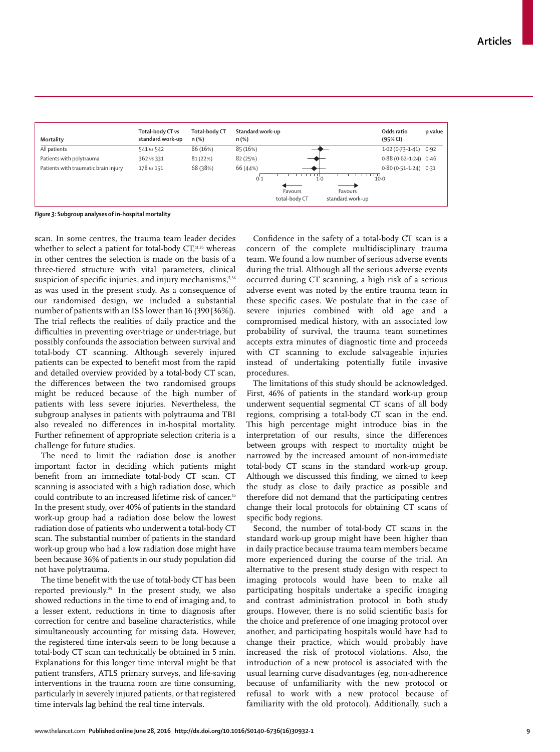| Mortality | Total-body CT vs standard work-up | Total-body CT n (%) | Standard work-up n (%) | Odds ratio (95% CI) | p value |
|---|---|---|---|---|---|
| All patients | 541 vs 542 | 86 (16%) | 85 (16%) | 1·02 (0·73–1·41) | 0·92 |
| Patients with polytrauma | 362 vs 331 | 81 (22%) | 82 (25%) | 0·88 (0·62–1·24) | 0·46 |
| Patients with traumatic brain injury | 178 vs 151 | 68 (38%) | 66 (44%) | 0·80 (0·51–1·24) | 0·31 |

0·1

1·0

10·0

Favours total-body CT

Favours standard work-up

***Figure 3:* Subgroup analyses of in-hospital mortality**

scan. In some centres, the trauma team leader decides whether to select a patient for total-body CT,[11,35] whereas in other centres the selection is made on the basis of a three-tiered structure with vital parameters, clinical suspicion of specific injuries, and injury mechanisms,[5,36] as was used in the present study. As a consequence of our randomised design, we included a substantial number of patients with an ISS lower than 16 (390 [36%]). The trial reflects the realities of daily practice and the difficulties in preventing over-triage or under-triage, but possibly confounds the association between survival and total-body CT scanning. Although severely injured patients can be expected to benefit most from the rapid and detailed overview provided by a total-body CT scan, the differences between the two randomised groups might be reduced because of the high number of patients with less severe injuries. Nevertheless, the subgroup analyses in patients with polytrauma and TBI also revealed no differences in in-hospital mortality. Further refinement of appropriate selection criteria is a challenge for future studies.

The need to limit the radiation dose is another important factor in deciding which patients might benefit from an immediate total-body CT scan. CT scanning is associated with a high radiation dose, which could contribute to an increased lifetime risk of cancer.[15] In the present study, over 40% of patients in the standard work-up group had a radiation dose below the lowest radiation dose of patients who underwent a total-body CT scan. The substantial number of patients in the standard work-up group who had a low radiation dose might have been because 36% of patients in our study population did not have polytrauma.

The time benefit with the use of total-body CT has been reported previously.[25] In the present study, we also showed reductions in the time to end of imaging and, to a lesser extent, reductions in time to diagnosis after correction for centre and baseline characteristics, while simultaneously accounting for missing data. However, the registered time intervals seem to be long because a total-body CT scan can technically be obtained in 5 min. Explanations for this longer time interval might be that patient transfers, ATLS primary surveys, and life-saving interventions in the trauma room are time consuming, particularly in severely injured patients, or that registered time intervals lag behind the real time intervals.

Confidence in the safety of a total-body CT scan is a concern of the complete multidisciplinary trauma team. We found a low number of serious adverse events during the trial. Although all the serious adverse events occurred during CT scanning, a high risk of a serious adverse event was noted by the entire trauma team in these specific cases. We postulate that in the case of severe injuries combined with old age and a compromised medical history, with an associated low probability of survival, the trauma team sometimes accepts extra minutes of diagnostic time and proceeds with CT scanning to exclude salvageable injuries instead of undertaking potentially futile invasive procedures.

The limitations of this study should be acknowledged. First, 46% of patients in the standard work-up group underwent sequential segmental CT scans of all body regions, comprising a total-body CT scan in the end. This high percentage might introduce bias in the interpretation of our results, since the differences between groups with respect to mortality might be narrowed by the increased amount of non-immediate total-body CT scans in the standard work-up group. Although we discussed this finding, we aimed to keep the study as close to daily practice as possible and therefore did not demand that the participating centres change their local protocols for obtaining CT scans of specific body regions.

Second, the number of total-body CT scans in the standard work-up group might have been higher than in daily practice because trauma team members became more experienced during the course of the trial. An alternative to the present study design with respect to imaging protocols would have been to make all participating hospitals undertake a specific imaging and contrast administration protocol in both study groups. However, there is no solid scientific basis for the choice and preference of one imaging protocol over another, and participating hospitals would have had to change their practice, which would probably have increased the risk of protocol violations. Also, the introduction of a new protocol is associated with the usual learning curve disadvantages (eg, non-adherence because of unfamiliarity with the new protocol or refusal to work with a new protocol because of familiarity with the old protocol). Additionally, such a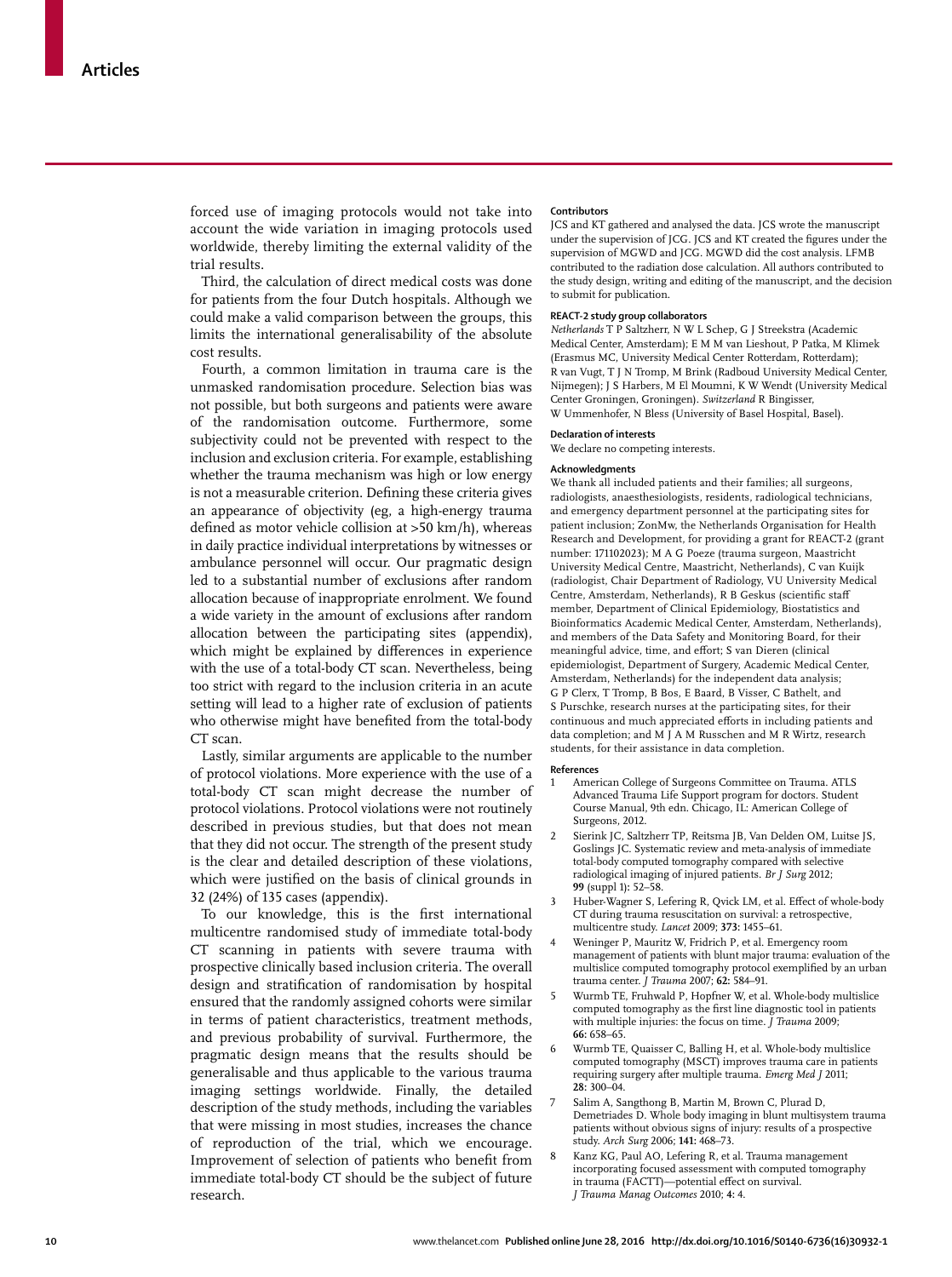forced use of imaging protocols would not take into account the wide variation in imaging protocols used worldwide, thereby limiting the external validity of the trial results.

Third, the calculation of direct medical costs was done for patients from the four Dutch hospitals. Although we could make a valid comparison between the groups, this limits the international generalisability of the absolute cost results.

Fourth, a common limitation in trauma care is the unmasked randomisation procedure. Selection bias was not possible, but both surgeons and patients were aware of the randomisation outcome. Furthermore, some subjectivity could not be prevented with respect to the inclusion and exclusion criteria. For example, establishing whether the trauma mechanism was high or low energy is not a measurable criterion. Defining these criteria gives an appearance of objectivity (eg, a high-energy trauma defined as motor vehicle collision at >50 km/h), whereas in daily practice individual interpretations by witnesses or ambulance personnel will occur. Our pragmatic design led to a substantial number of exclusions after random allocation because of inappropriate enrolment. We found a wide variety in the amount of exclusions after random allocation between the participating sites (appendix), which might be explained by differences in experience with the use of a total-body CT scan. Nevertheless, being too strict with regard to the inclusion criteria in an acute setting will lead to a higher rate of exclusion of patients who otherwise might have benefited from the total-body CT scan.

Lastly, similar arguments are applicable to the number of protocol violations. More experience with the use of a total-body CT scan might decrease the number of protocol violations. Protocol violations were not routinely described in previous studies, but that does not mean that they did not occur. The strength of the present study is the clear and detailed description of these violations, which were justified on the basis of clinical grounds in 32 (24%) of 135 cases (appendix).

To our knowledge, this is the first international multicentre randomised study of immediate total-body CT scanning in patients with severe trauma with prospective clinically based inclusion criteria. The overall design and stratification of randomisation by hospital ensured that the randomly assigned cohorts were similar in terms of patient characteristics, treatment methods, and previous probability of survival. Furthermore, the pragmatic design means that the results should be generalisable and thus applicable to the various trauma imaging settings worldwide. Finally, the detailed description of the study methods, including the variables that were missing in most studies, increases the chance of reproduction of the trial, which we encourage. Improvement of selection of patients who benefit from immediate total-body CT should be the subject of future research.

#### Contributors

JCS and KT gathered and analysed the data. JCS wrote the manuscript under the supervision of JCG. JCS and KT created the figures under the supervision of MGWD and JCG. MGWD did the cost analysis. LFMB contributed to the radiation dose calculation. All authors contributed to the study design, writing and editing of the manuscript, and the decision to submit for publication.

#### REACT-2 study group collaborators

*Netherlands* T P Saltzherr, N W L Schep, G J Streekstra (Academic Medical Center, Amsterdam); E M M van Lieshout, P Patka, M Klimek (Erasmus MC, University Medical Center Rotterdam, Rotterdam); R van Vugt, T J N Tromp, M Brink (Radboud University Medical Center, Nijmegen); J S Harbers, M El Moumni, K W Wendt (University Medical Center Groningen, Groningen). *Switzerland* R Bingisser, W Ummenhofer, N Bless (University of Basel Hospital, Basel).

#### Declaration of interests

We declare no competing interests.

#### Acknowledgments

We thank all included patients and their families; all surgeons, radiologists, anaesthesiologists, residents, radiological technicians, and emergency department personnel at the participating sites for patient inclusion; ZonMw, the Netherlands Organisation for Health Research and Development, for providing a grant for REACT-2 (grant number: 171102023); M A G Poeze (trauma surgeon, Maastricht University Medical Centre, Maastricht, Netherlands), C van Kuijk (radiologist, Chair Department of Radiology, VU University Medical Centre, Amsterdam, Netherlands), R B Geskus (scientific staff member, Department of Clinical Epidemiology, Biostatistics and Bioinformatics Academic Medical Center, Amsterdam, Netherlands), and members of the Data Safety and Monitoring Board, for their meaningful advice, time, and effort; S van Dieren (clinical epidemiologist, Department of Surgery, Academic Medical Center, Amsterdam, Netherlands) for the independent data analysis; G P Clerx, T Tromp, B Bos, E Baard, B Visser, C Bathelt, and S Purschke, research nurses at the participating sites, for their continuous and much appreciated efforts in including patients and data completion; and M J A M Russchen and M R Wirtz, research students, for their assistance in data completion.

#### References

1. American College of Surgeons Committee on Trauma. ATLS Advanced Trauma Life Support program for doctors. Student Course Manual, 9th edn. Chicago, IL: American College of Surgeons, 2012.
2. Sierink JC, Saltzherr TP, Reitsma JB, Van Delden OM, Luitse JS, Goslings JC. Systematic review and meta-analysis of immediate total-body computed tomography compared with selective radiological imaging of injured patients. *Br J Surg* 2012; **99** (suppl 1)**:** 52–58.
3. Huber-Wagner S, Lefering R, Qvick LM, et al. Effect of whole-body CT during trauma resuscitation on survival: a retrospective, multicentre study. *Lancet* 2009; **373:** 1455–61.
4. Weninger P, Mauritz W, Fridrich P, et al. Emergency room management of patients with blunt major trauma: evaluation of the multislice computed tomography protocol exemplified by an urban trauma center. *J Trauma* 2007; **62:** 584–91.
5. Wurmb TE, Fruhwald P, Hopfner W, et al. Whole-body multislice computed tomography as the first line diagnostic tool in patients with multiple injuries: the focus on time. *J Trauma* 2009; **66:** 658–65.
6. Wurmb TE, Quaisser C, Balling H, et al. Whole-body multislice computed tomography (MSCT) improves trauma care in patients requiring surgery after multiple trauma. *Emerg Med J* 2011; **28:** 300–04.
7. Salim A, Sangthong B, Martin M, Brown C, Plurad D, Demetriades D. Whole body imaging in blunt multisystem trauma patients without obvious signs of injury: results of a prospective study. *Arch Surg* 2006; **141:** 468–73.
8. Kanz KG, Paul AO, Lefering R, et al. Trauma management incorporating focused assessment with computed tomography in trauma (FACTT)—potential effect on survival. *J Trauma Manag Outcomes* 2010; **4:** 4.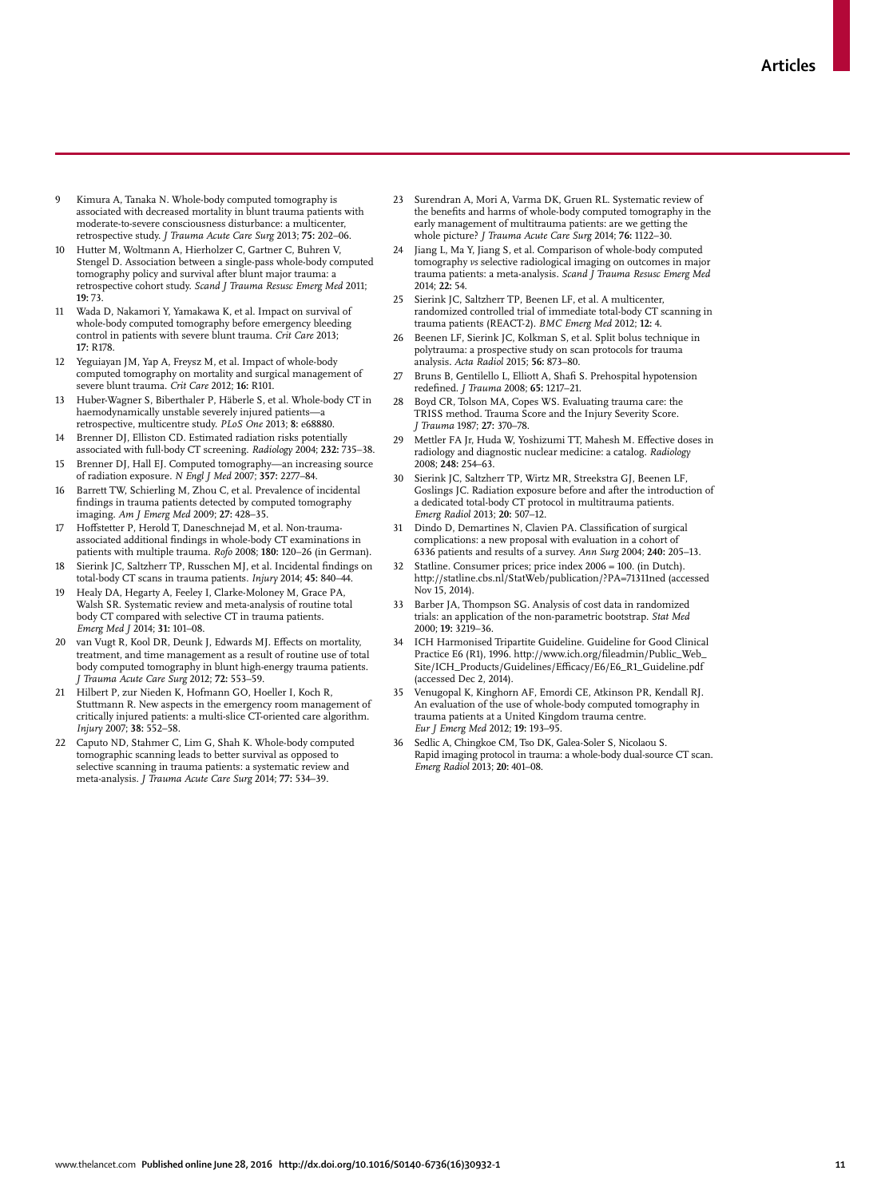9 Kimura A, Tanaka N. Whole-body computed tomography is associated with decreased mortality in blunt trauma patients with moderate-to-severe consciousness disturbance: a multicenter, retrospective study. *J Trauma Acute Care Surg* 2013; **75:** 202–06.

10 Hutter M, Woltmann A, Hierholzer C, Gartner C, Buhren V, Stengel D. Association between a single-pass whole-body computed tomography policy and survival after blunt major trauma: a retrospective cohort study. *Scand J Trauma Resusc Emerg Med* 2011; **19:** 73.

11 Wada D, Nakamori Y, Yamakawa K, et al. Impact on survival of whole-body computed tomography before emergency bleeding control in patients with severe blunt trauma. *Crit Care* 2013; **17:** R178.

12 Yeguiayan JM, Yap A, Freysz M, et al. Impact of whole-body computed tomography on mortality and surgical management of severe blunt trauma. *Crit Care* 2012; **16:** R101.

13 Huber-Wagner S, Biberthaler P, Häberle S, et al. Whole-body CT in haemodynamically unstable severely injured patients—a retrospective, multicentre study. *PLoS One* 2013; **8:** e68880.

14 Brenner DJ, Elliston CD. Estimated radiation risks potentially associated with full-body CT screening. *Radiology* 2004; **232:** 735–38.

15 Brenner DJ, Hall EJ. Computed tomography—an increasing source of radiation exposure. *N Engl J Med* 2007; **357:** 2277–84.

16 Barrett TW, Schierling M, Zhou C, et al. Prevalence of incidental findings in trauma patients detected by computed tomography imaging. *Am J Emerg Med* 2009; **27:** 428–35.

17 Hoffstetter P, Herold T, Daneschnejad M, et al. Non-trauma-associated additional findings in whole-body CT examinations in patients with multiple trauma. *Rofo* 2008; **180:** 120–26 (in German).

18 Sierink JC, Saltzherr TP, Russchen MJ, et al. Incidental findings on total-body CT scans in trauma patients. *Injury* 2014; **45:** 840–44.

19 Healy DA, Hegarty A, Feeley I, Clarke-Moloney M, Grace PA, Walsh SR. Systematic review and meta-analysis of routine total body CT compared with selective CT in trauma patients. *Emerg Med J* 2014; **31:** 101–08.

20 van Vugt R, Kool DR, Deunk J, Edwards MJ. Effects on mortality, treatment, and time management as a result of routine use of total body computed tomography in blunt high-energy trauma patients. *J Trauma Acute Care Surg* 2012; **72:** 553–59.

21 Hilbert P, zur Nieden K, Hofmann GO, Hoeller I, Koch R, Stuttmann R. New aspects in the emergency room management of critically injured patients: a multi-slice CT-oriented care algorithm. *Injury* 2007; **38:** 552–58.

22 Caputo ND, Stahmer C, Lim G, Shah K. Whole-body computed tomographic scanning leads to better survival as opposed to selective scanning in trauma patients: a systematic review and meta-analysis. *J Trauma Acute Care Surg* 2014; **77:** 534–39.

23 Surendran A, Mori A, Varma DK, Gruen RL. Systematic review of the benefits and harms of whole-body computed tomography in the early management of multitrauma patients: are we getting the whole picture? *J Trauma Acute Care Surg* 2014; **76:** 1122–30.

24 Jiang L, Ma Y, Jiang S, et al. Comparison of whole-body computed tomography *vs* selective radiological imaging on outcomes in major trauma patients: a meta-analysis. *Scand J Trauma Resusc Emerg Med* 2014; **22:** 54.

25 Sierink JC, Saltzherr TP, Beenen LF, et al. A multicenter, randomized controlled trial of immediate total-body CT scanning in trauma patients (REACT-2). *BMC Emerg Med* 2012; **12:** 4.

26 Beenen LF, Sierink JC, Kolkman S, et al. Split bolus technique in polytrauma: a prospective study on scan protocols for trauma analysis. *Acta Radiol* 2015; **56:** 873–80.

27 Bruns B, Gentilello L, Elliott A, Shafi S. Prehospital hypotension redefined. *J Trauma* 2008; **65:** 1217–21.

28 Boyd CR, Tolson MA, Copes WS. Evaluating trauma care: the TRISS method. Trauma Score and the Injury Severity Score. *J Trauma* 1987; **27:** 370–78.

29 Mettler FA Jr, Huda W, Yoshizumi TT, Mahesh M. Effective doses in radiology and diagnostic nuclear medicine: a catalog. *Radiology* 2008; **248:** 254–63.

30 Sierink JC, Saltzherr TP, Wirtz MR, Streekstra GJ, Beenen LF, Goslings JC. Radiation exposure before and after the introduction of a dedicated total-body CT protocol in multitrauma patients. *Emerg Radiol* 2013; **20:** 507–12.

31 Dindo D, Demartines N, Clavien PA. Classification of surgical complications: a new proposal with evaluation in a cohort of 6336 patients and results of a survey. *Ann Surg* 2004; **240:** 205–13.

32 Statline. Consumer prices; price index 2006 = 100. (in Dutch). http://statline.cbs.nl/StatWeb/publication/?PA=71311ned (accessed Nov 15, 2014).

33 Barber JA, Thompson SG. Analysis of cost data in randomized trials: an application of the non-parametric bootstrap. *Stat Med* 2000; **19:** 3219–36.

34 ICH Harmonised Tripartite Guideline. Guideline for Good Clinical Practice E6 (R1), 1996. http://www.ich.org/fileadmin/Public_Web_Site/ICH_Products/Guidelines/Efficacy/E6/E6_R1_Guideline.pdf (accessed Dec 2, 2014).

35 Venugopal K, Kinghorn AF, Emordi CE, Atkinson PR, Kendall RJ. An evaluation of the use of whole-body computed tomography in trauma patients at a United Kingdom trauma centre. *Eur J Emerg Med* 2012; **19:** 193–95.

36 Sedlic A, Chingkoe CM, Tso DK, Galea-Soler S, Nicolaou S. Rapid imaging protocol in trauma: a whole-body dual-source CT scan. *Emerg Radiol* 2013; **20:** 401–08.